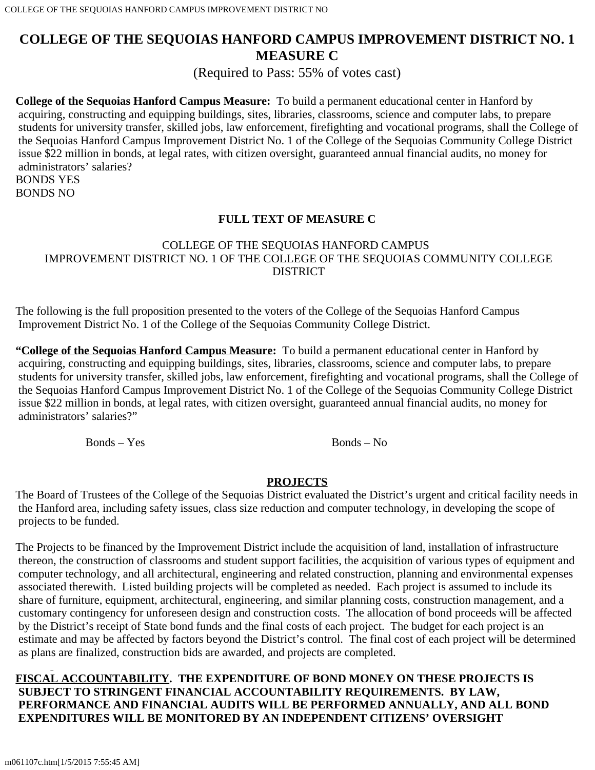# COLLEGE OF THE SEQUOIAS HANFORD CAMPUS IMPROVEMENT DISTRICT NO. 1 MEASURE C

(Required to Pass: 55% of votes cast)

**College of the Sequoias Hanford Campus Measure:** To build a permanent educational center in Hanford by acquiring, constructing and equipping buildings, sites, libraries, classrooms, science and computer labs, to prepare students for university transfer, skilled jobs, law enforcement, firefighting and vocational programs, shall the College of the Sequoias Hanford Campus Improvement District No. 1 of the College of the Sequoias Community College District issue $22 million in bonds, at legal rates, with citizen oversight, guaranteed annual financial audits, no money for administrators' salaries?

BONDS YES
BONDS NO

## FULL TEXT OF MEASURE C

COLLEGE OF THE SEQUOIAS HANFORD CAMPUS
IMPROVEMENT DISTRICT NO. 1 OF THE COLLEGE OF THE SEQUOIAS COMMUNITY COLLEGE DISTRICT

The following is the full proposition presented to the voters of the College of the Sequoias Hanford Campus Improvement District No. 1 of the College of the Sequoias Community College District.

"**College of the Sequoias Hanford Campus Measure:** To build a permanent educational center in Hanford by acquiring, constructing and equipping buildings, sites, libraries, classrooms, science and computer labs, to prepare students for university transfer, skilled jobs, law enforcement, firefighting and vocational programs, shall the College of the Sequoias Hanford Campus Improvement District No. 1 of the College of the Sequoias Community College District issue $22 million in bonds, at legal rates, with citizen oversight, guaranteed annual financial audits, no money for administrators' salaries?"

Bonds – Yes &nbsp;&nbsp;&nbsp;&nbsp;&nbsp;&nbsp;&nbsp;&nbsp; Bonds – No

## PROJECTS

The Board of Trustees of the College of the Sequoias District evaluated the District's urgent and critical facility needs in the Hanford area, including safety issues, class size reduction and computer technology, in developing the scope of projects to be funded.

The Projects to be financed by the Improvement District include the acquisition of land, installation of infrastructure thereon, the construction of classrooms and student support facilities, the acquisition of various types of equipment and computer technology, and all architectural, engineering and related construction, planning and environmental expenses associated therewith. Listed building projects will be completed as needed. Each project is assumed to include its share of furniture, equipment, architectural, engineering, and similar planning costs, construction management, and a customary contingency for unforeseen design and construction costs. The allocation of bond proceeds will be affected by the District's receipt of State bond funds and the final costs of each project. The budget for each project is an estimate and may be affected by factors beyond the District's control. The final cost of each project will be determined as plans are finalized, construction bids are awarded, and projects are completed.

**FISCAL ACCOUNTABILITY. THE EXPENDITURE OF BOND MONEY ON THESE PROJECTS IS SUBJECT TO STRINGENT FINANCIAL ACCOUNTABILITY REQUIREMENTS. BY LAW, PERFORMANCE AND FINANCIAL AUDITS WILL BE PERFORMED ANNUALLY, AND ALL BOND EXPENDITURES WILL BE MONITORED BY AN INDEPENDENT CITIZENS' OVERSIGHT**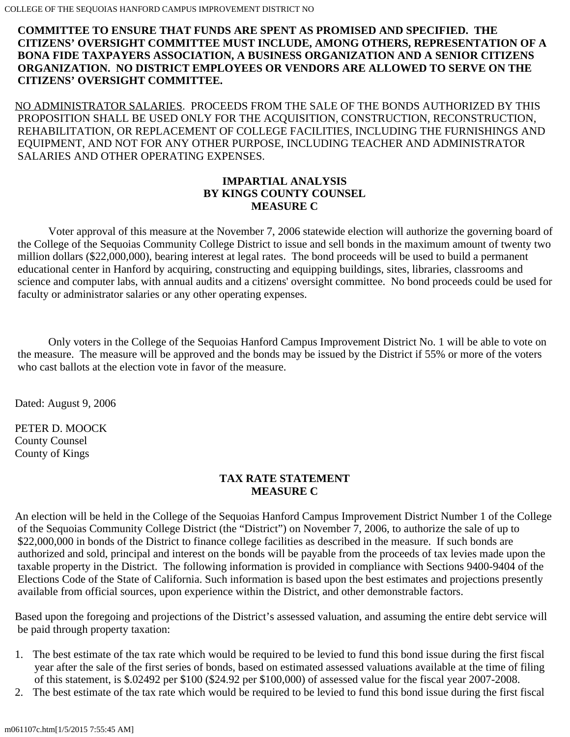**COMMITTEE TO ENSURE THAT FUNDS ARE SPENT AS PROMISED AND SPECIFIED. THE CITIZENS' OVERSIGHT COMMITTEE MUST INCLUDE, AMONG OTHERS, REPRESENTATION OF A BONA FIDE TAXPAYERS ASSOCIATION, A BUSINESS ORGANIZATION AND A SENIOR CITIZENS ORGANIZATION. NO DISTRICT EMPLOYEES OR VENDORS ARE ALLOWED TO SERVE ON THE CITIZENS' OVERSIGHT COMMITTEE.**

<u>NO ADMINISTRATOR SALARIES</u>. PROCEEDS FROM THE SALE OF THE BONDS AUTHORIZED BY THIS PROPOSITION SHALL BE USED ONLY FOR THE ACQUISITION, CONSTRUCTION, RECONSTRUCTION, REHABILITATION, OR REPLACEMENT OF COLLEGE FACILITIES, INCLUDING THE FURNISHINGS AND EQUIPMENT, AND NOT FOR ANY OTHER PURPOSE, INCLUDING TEACHER AND ADMINISTRATOR SALARIES AND OTHER OPERATING EXPENSES.

## IMPARTIAL ANALYSIS BY KINGS COUNTY COUNSEL MEASURE C

Voter approval of this measure at the November 7, 2006 statewide election will authorize the governing board of the College of the Sequoias Community College District to issue and sell bonds in the maximum amount of twenty two million dollars ($22,000,000), bearing interest at legal rates. The bond proceeds will be used to build a permanent educational center in Hanford by acquiring, constructing and equipping buildings, sites, libraries, classrooms and science and computer labs, with annual audits and a citizens' oversight committee. No bond proceeds could be used for faculty or administrator salaries or any other operating expenses.

Only voters in the College of the Sequoias Hanford Campus Improvement District No. 1 will be able to vote on the measure. The measure will be approved and the bonds may be issued by the District if 55% or more of the voters who cast ballots at the election vote in favor of the measure.

Dated: August 9, 2006

PETER D. MOOCK
County Counsel
County of Kings

## TAX RATE STATEMENT MEASURE C

An election will be held in the College of the Sequoias Hanford Campus Improvement District Number 1 of the College of the Sequoias Community College District (the "District") on November 7, 2006, to authorize the sale of up to $22,000,000 in bonds of the District to finance college facilities as described in the measure. If such bonds are authorized and sold, principal and interest on the bonds will be payable from the proceeds of tax levies made upon the taxable property in the District. The following information is provided in compliance with Sections 9400-9404 of the Elections Code of the State of California. Such information is based upon the best estimates and projections presently available from official sources, upon experience within the District, and other demonstrable factors.

Based upon the foregoing and projections of the District's assessed valuation, and assuming the entire debt service will be paid through property taxation:

1. The best estimate of the tax rate which would be required to be levied to fund this bond issue during the first fiscal year after the sale of the first series of bonds, based on estimated assessed valuations available at the time of filing of this statement, is $.02492 per $100 ($24.92 per $100,000) of assessed value for the fiscal year 2007-2008.
2. The best estimate of the tax rate which would be required to be levied to fund this bond issue during the first fiscal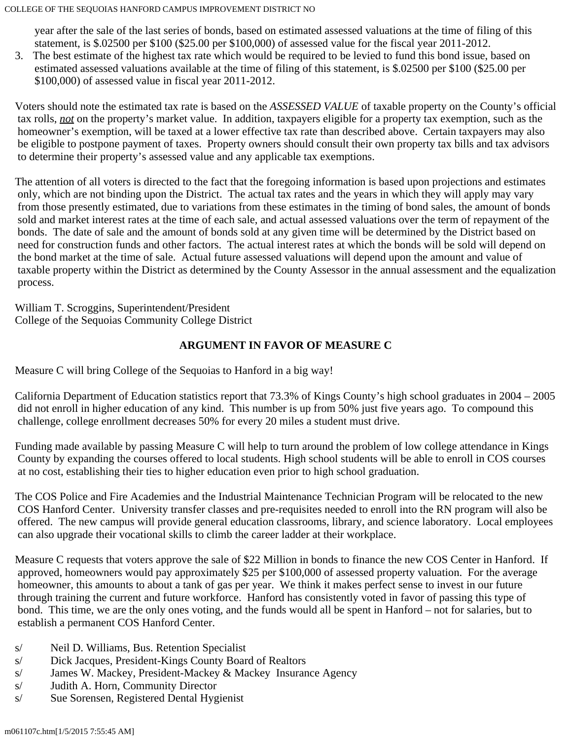year after the sale of the last series of bonds, based on estimated assessed valuations at the time of filing of this statement, is $.02500 per $100 ($25.00 per $100,000) of assessed value for the fiscal year 2011-2012.

3. The best estimate of the highest tax rate which would be required to be levied to fund this bond issue, based on estimated assessed valuations available at the time of filing of this statement, is $.02500 per $100 ($25.00 per $100,000) of assessed value in fiscal year 2011-2012.

Voters should note the estimated tax rate is based on the *ASSESSED VALUE* of taxable property on the County's official tax rolls, ***not*** on the property's market value. In addition, taxpayers eligible for a property tax exemption, such as the homeowner's exemption, will be taxed at a lower effective tax rate than described above. Certain taxpayers may also be eligible to postpone payment of taxes. Property owners should consult their own property tax bills and tax advisors to determine their property's assessed value and any applicable tax exemptions.

The attention of all voters is directed to the fact that the foregoing information is based upon projections and estimates only, which are not binding upon the District. The actual tax rates and the years in which they will apply may vary from those presently estimated, due to variations from these estimates in the timing of bond sales, the amount of bonds sold and market interest rates at the time of each sale, and actual assessed valuations over the term of repayment of the bonds. The date of sale and the amount of bonds sold at any given time will be determined by the District based on need for construction funds and other factors. The actual interest rates at which the bonds will be sold will depend on the bond market at the time of sale. Actual future assessed valuations will depend upon the amount and value of taxable property within the District as determined by the County Assessor in the annual assessment and the equalization process.

William T. Scroggins, Superintendent/President
College of the Sequoias Community College District

## ARGUMENT IN FAVOR OF MEASURE C

Measure C will bring College of the Sequoias to Hanford in a big way!

California Department of Education statistics report that 73.3% of Kings County's high school graduates in 2004 – 2005 did not enroll in higher education of any kind. This number is up from 50% just five years ago. To compound this challenge, college enrollment decreases 50% for every 20 miles a student must drive.

Funding made available by passing Measure C will help to turn around the problem of low college attendance in Kings County by expanding the courses offered to local students. High school students will be able to enroll in COS courses at no cost, establishing their ties to higher education even prior to high school graduation.

The COS Police and Fire Academies and the Industrial Maintenance Technician Program will be relocated to the new COS Hanford Center. University transfer classes and pre-requisites needed to enroll into the RN program will also be offered. The new campus will provide general education classrooms, library, and science laboratory. Local employees can also upgrade their vocational skills to climb the career ladder at their workplace.

Measure C requests that voters approve the sale of $22 Million in bonds to finance the new COS Center in Hanford. If approved, homeowners would pay approximately $25 per $100,000 of assessed property valuation. For the average homeowner, this amounts to about a tank of gas per year. We think it makes perfect sense to invest in our future through training the current and future workforce. Hanford has consistently voted in favor of passing this type of bond. This time, we are the only ones voting, and the funds would all be spent in Hanford – not for salaries, but to establish a permanent COS Hanford Center.

s/ Neil D. Williams, Bus. Retention Specialist
s/ Dick Jacques, President-Kings County Board of Realtors
s/ James W. Mackey, President-Mackey & Mackey Insurance Agency
s/ Judith A. Horn, Community Director
s/ Sue Sorensen, Registered Dental Hygienist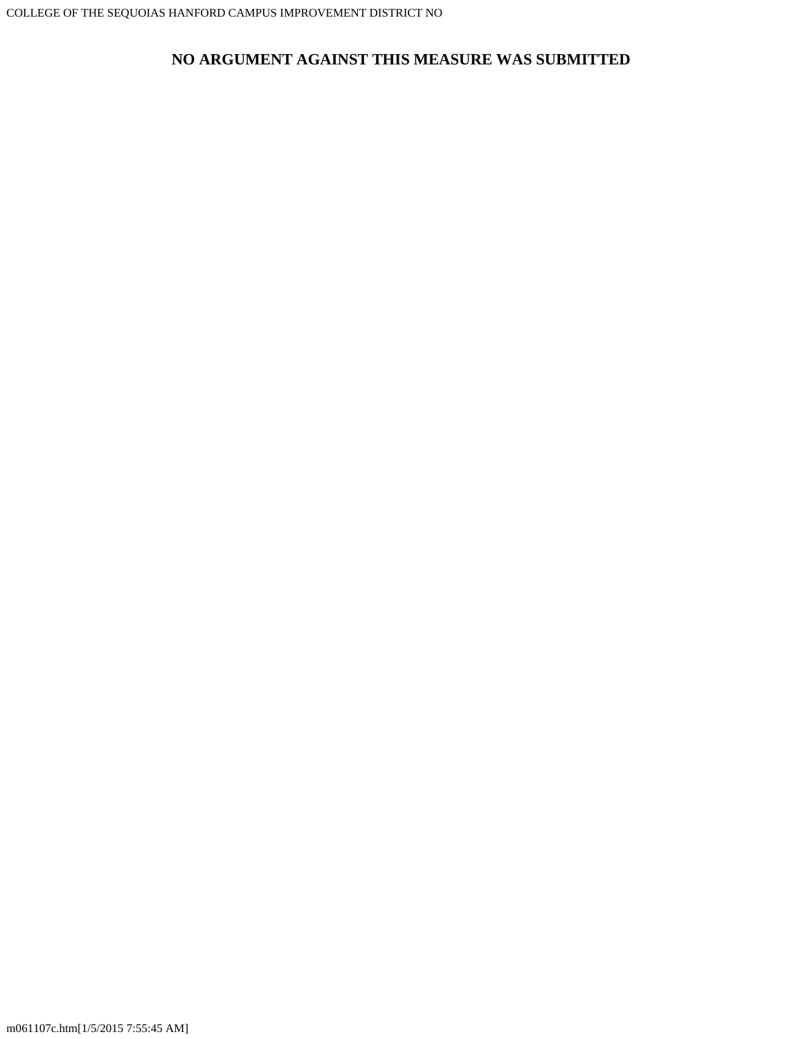## NO ARGUMENT AGAINST THIS MEASURE WAS SUBMITTED